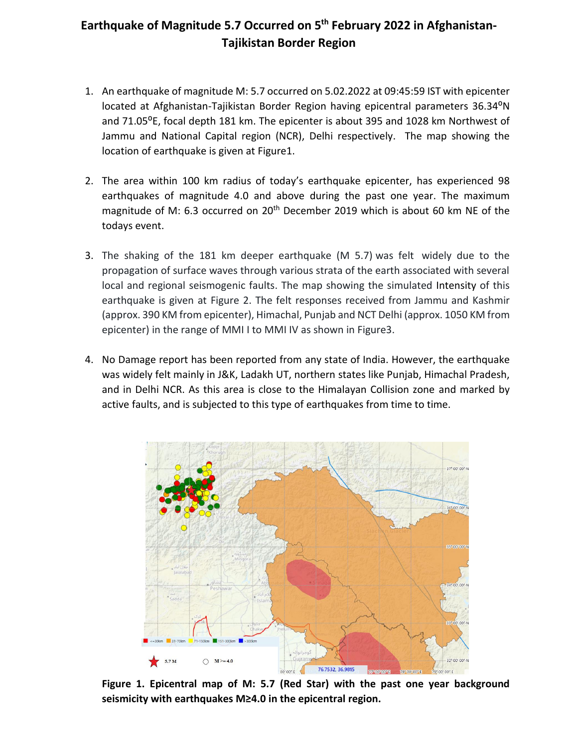# Earthquake of Magnitude 5.7 Occurred on 5th February 2022 in Afghanistan-Tajikistan Border Region

1. An earthquake of magnitude M: 5.7 occurred on 5.02.2022 at 09:45:59 IST with epicenter located at Afghanistan-Tajikistan Border Region having epicentral parameters 36.34°N and 71.05°E, focal depth 181 km. The epicenter is about 395 and 1028 km Northwest of Jammu and National Capital region (NCR), Delhi respectively. The map showing the location of earthquake is given at Figure1.

2. The area within 100 km radius of today's earthquake epicenter, has experienced 98 earthquakes of magnitude 4.0 and above during the past one year. The maximum magnitude of M: 6.3 occurred on 20th December 2019 which is about 60 km NE of the todays event.

3. The shaking of the 181 km deeper earthquake (M 5.7) was felt widely due to the propagation of surface waves through various strata of the earth associated with several local and regional seismogenic faults. The map showing the simulated Intensity of this earthquake is given at Figure 2. The felt responses received from Jammu and Kashmir (approx. 390 KM from epicenter), Himachal, Punjab and NCT Delhi (approx. 1050 KM from epicenter) in the range of MMI I to MMI IV as shown in Figure3.

4. No Damage report has been reported from any state of India. However, the earthquake was widely felt mainly in J&K, Ladakh UT, northern states like Punjab, Himachal Pradesh, and in Delhi NCR. As this area is close to the Himalayan Collision zone and marked by active faults, and is subjected to this type of earthquakes from time to time.

**Figure 1. Epicentral map of M: 5.7 (Red Star) with the past one year background seismicity with earthquakes M≥4.0 in the epicentral region.**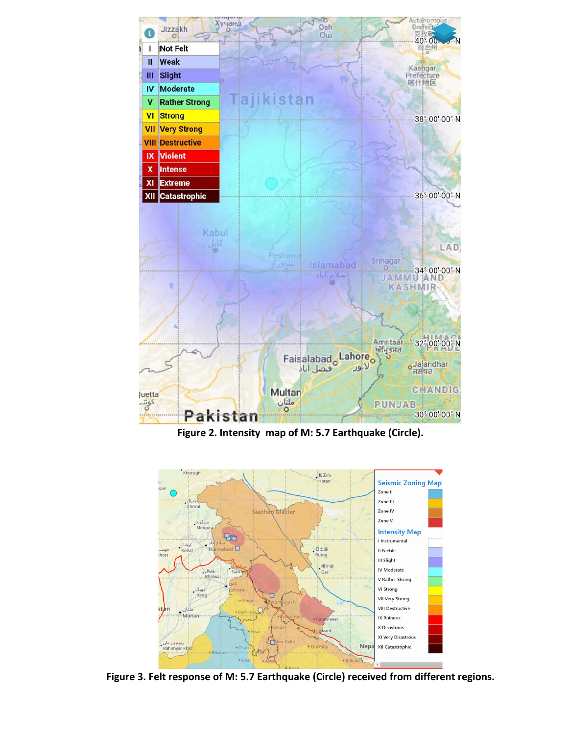Figure 2. Intensity map of M: 5.7 Earthquake (Circle).

Figure 3. Felt response of M: 5.7 Earthquake (Circle) received from different regions.